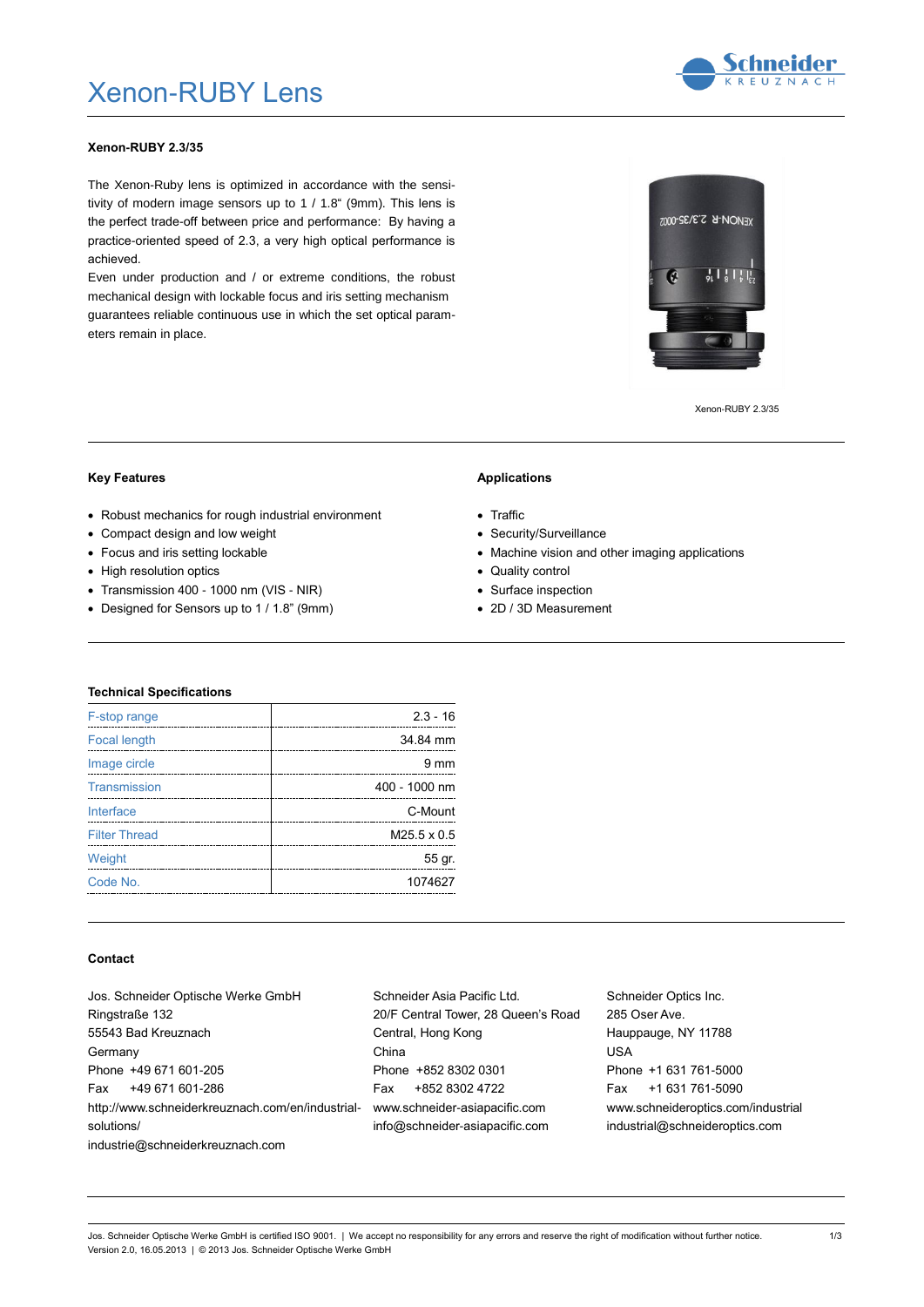# Xenon-RUBY Lens

**Xenon-RUBY 2.3/35**

The Xenon-Ruby lens is optimized in accordance with the sensitivity of modern image sensors up to 1 / 1.8" (9mm). This lens is the perfect trade-off between price and performance: By having a practice-oriented speed of 2.3, a very high optical performance is achieved.

Even under production and / or extreme conditions, the robust mechanical design with lockable focus and iris setting mechanism guarantees reliable continuous use in which the set optical parameters remain in place.

Xenon-RUBY 2.3/35

### Key Features

- Robust mechanics for rough industrial environment
- Compact design and low weight
- Focus and iris setting lockable
- High resolution optics
- Transmission 400 - 1000 nm (VIS - NIR)
- Designed for Sensors up to 1 / 1.8" (9mm)

### Applications

- Traffic
- Security/Surveillance
- Machine vision and other imaging applications
- Quality control
- Surface inspection
- 2D / 3D Measurement

### Technical Specifications

| | |
|---|---:|
| F-stop range | 2.3 - 16 |
| Focal length | 34.84 mm |
| Image circle | 9 mm |
| Transmission | 400 - 1000 nm |
| Interface | C-Mount |
| Filter Thread | M25.5 x 0.5 |
| Weight | 55 gr. |
| Code No. | 1074627 |

### Contact

Jos. Schneider Optische Werke GmbH
Ringstraße 132
55543 Bad Kreuznach
Germany
Phone +49 671 601-205
Fax +49 671 601-286
http://www.schneiderkreuznach.com/en/industrial-solutions/
industrie@schneiderkreuznach.com

Schneider Asia Pacific Ltd.
20/F Central Tower, 28 Queen's Road
Central, Hong Kong
China
Phone +852 8302 0301
Fax +852 8302 4722
www.schneider-asiapacific.com
info@schneider-asiapacific.com

Schneider Optics Inc.
285 Oser Ave.
Hauppauge, NY 11788
USA
Phone +1 631 761-5000
Fax +1 631 761-5090
www.schneideroptics.com/industrial
industrial@schneideroptics.com

Jos. Schneider Optische Werke GmbH is certified ISO 9001. | We accept no responsibility for any errors and reserve the right of modification without further notice.
Version 2.0, 16.05.2013 | © 2013 Jos. Schneider Optische Werke GmbH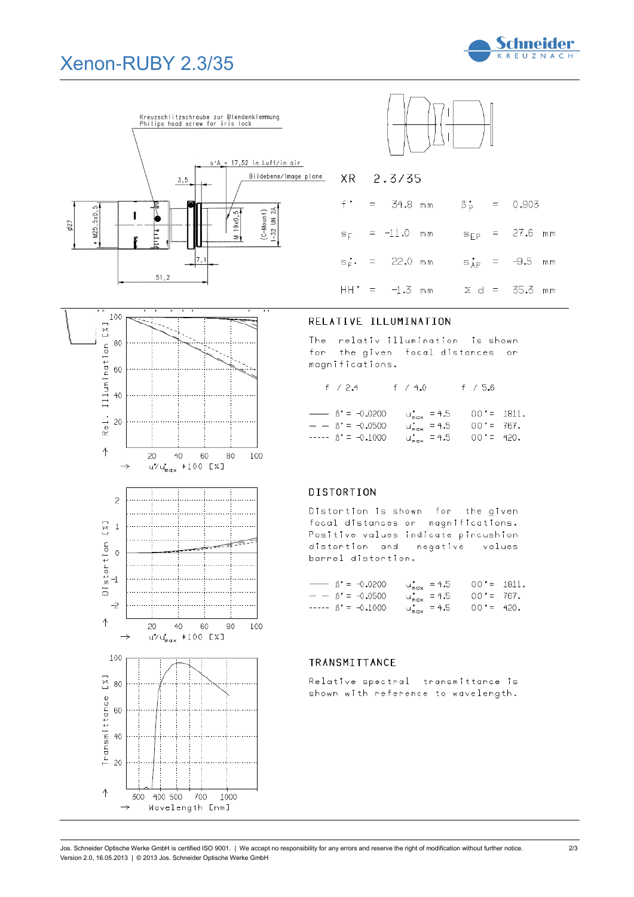# Xenon-RUBY 2.3/35

Kreuzschlitzschraube zur Blendenklemmung
Philips head screw for iris lock

s'A = 17,52 in Luft/in air

Bildebene/Image plane

3,5

ø27 | M25,5x0,5 | M 19x0,5 | (C-Mount) 1-32 UN 2A

7,1

51,2

## XR 2.3/35

| | | | | | |
|---|---|---|---|---|---|
| f ' = | 34.8 mm | | $\beta'_p$ = | 0.903 | |
| $s_F$ = | -11.0 mm | | $s_{EP}$ = | 27.6 mm | |
| $s'_{F'}$ = | 22.0 mm | | $s'_{AP}$ = | -9.5 mm | |
| HH' = | -1.3 mm | | Σ d = | 35.3 mm | |

## RELATIVE ILLUMINATION

The relativ illumination is shown for the given focal distances or magnifications.

f / 2.4 &nbsp;&nbsp;&nbsp; f / 4.0 &nbsp;&nbsp;&nbsp; f / 5.6

| | | | |
|---|---|---|---|
| —— | β' = -0.0200 | $u'_{max}$ = 4.5 | OO' = 1811. |
| — — | β' = -0.0500 | $u'_{max}$ = 4.5 | OO' = 767. |
| ----- | β' = -0.1000 | $u'_{max}$ = 4.5 | OO' = 420. |

Rel. Illumination [%] / $u'/u'_{max}$ *100 [%]

## DISTORTION

Distortion is shown for the given focal distances or magnifications. Positive values indicate pincushion distortion and negative values barrel distortion.

| | | | |
|---|---|---|---|
| —— | β' = -0.0200 | $u'_{max}$ = 4.5 | OO' = 1811. |
| — — | β' = -0.0500 | $u'_{max}$ = 4.5 | OO' = 767. |
| ----- | β' = -0.1000 | $u'_{max}$ = 4.5 | OO' = 420. |

Distortion [%] / $u'/u'_{max}$ *100 [%]

## TRANSMITTANCE

Relative spectral transmittance is shown with reference to wavelength.

Transmittance [%] / Wavelength [nm]

Jos. Schneider Optische Werke GmbH is certified ISO 9001. | We accept no responsibility for any errors and reserve the right of modification without further notice.
Version 2.0, 16.05.2013 | © 2013 Jos. Schneider Optische Werke GmbH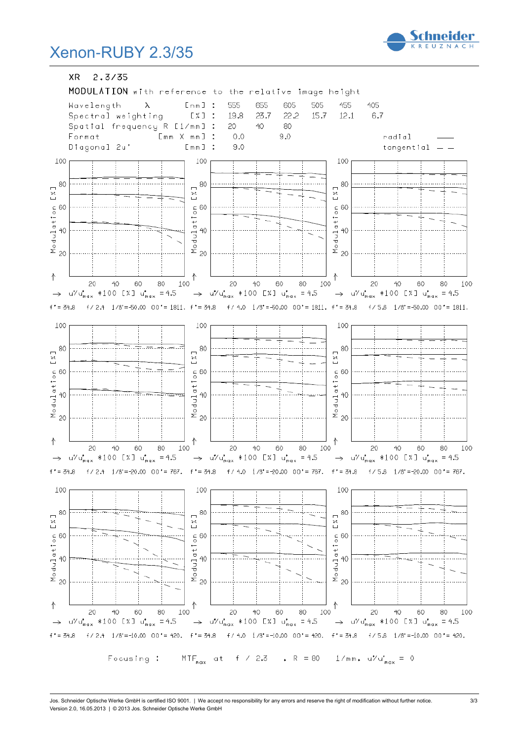# Xenon-RUBY 2.3/35

XR 2.3/35

MODULATION with reference to the relative image height

| | | | | | | | |
|---|---|---|---|---|---|---|---|
| Wavelength λ | [nm] : | 555 | 655 | 605 | 505 | 455 | 405 |
| Spectral weighting | [%] : | 19.8 | 23.7 | 22.2 | 15.7 | 12.1 | 6.7 |
| Spatial frequency R [1/mm] : | | 20 | 40 | 80 | | | |
| Format [mm X mm] : | | 0.0 | | 9.0 | | | |
| Diagonal 2u' | [mm] : | 9.0 | | | | | |

radial ——

tangential — —

Modulation [%]

100, 80, 60, 40, 20

20 40 60 80 100

→ u'/u'max *100 [%] u'max = 4.5

f' = 34.8 f / 2.4 1/ß' = -50.00 OO' = 1811.

f' = 34.8 f / 4.0 1/ß' = -50.00 OO' = 1811.

f' = 34.8 f / 5.6 1/ß' = -50.00 OO' = 1811.

f' = 34.8 f / 2.4 1/ß' = -20.00 OO' = 767.

f' = 34.8 f / 4.0 1/ß' = -20.00 OO' = 767.

f' = 34.8 f / 5.6 1/ß' = -20.00 OO' = 767.

f' = 34.8 f / 2.4 1/ß' = -10.00 OO' = 420.

f' = 34.8 f / 4.0 1/ß' = -10.00 OO' = 420.

f' = 34.8 f / 5.6 1/ß' = -10.00 OO' = 420.

Focusing : MTFmax at f / 2.3 , R = 80 1/mm, u'/u'max = 0

Jos. Schneider Optische Werke GmbH is certified ISO 9001. | We accept no responsibility for any errors and reserve the right of modification without further notice.
Version 2.0, 16.05.2013 | © 2013 Jos. Schneider Optische Werke GmbH